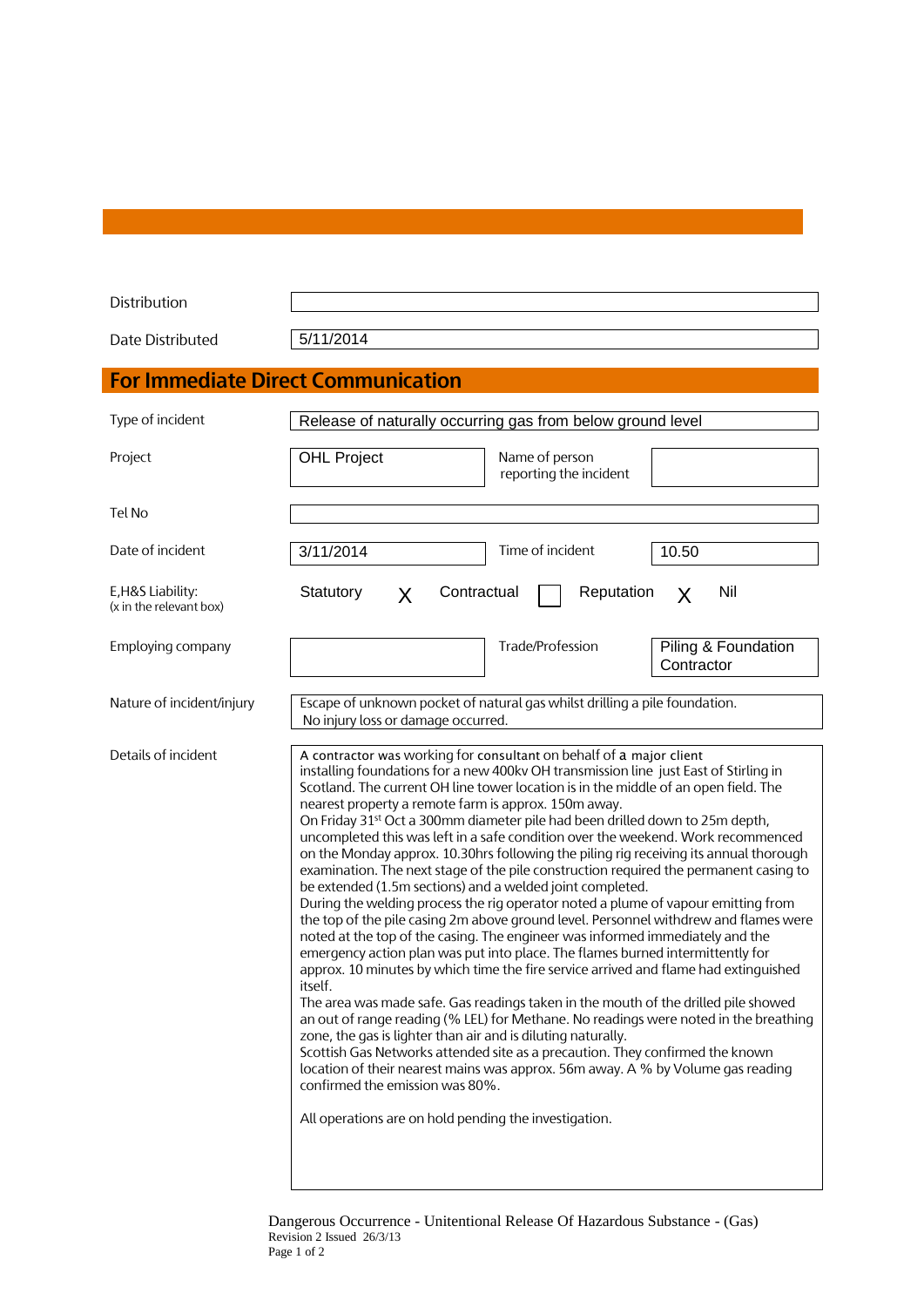| | |
|---|---|
| Distribution | |
| Date Distributed | 5/11/2014 |

## For Immediate Direct Communication

| | | | |
|---|---|---|---|
| Type of incident | Release of naturally occurring gas from below ground level | | |
| Project | OHL Project | Name of person reporting the incident | |
| Tel No | | | |
| Date of incident | 3/11/2014 | Time of incident | 10.50 |
| E,H&S Liability: (x in the relevant box) | Statutory X Contractual ☐ Reputation X Nil | | |
| Employing company | | Trade/Profession | Piling & Foundation Contractor |
| Nature of incident/injury | Escape of unknown pocket of natural gas whilst drilling a pile foundation. No injury loss or damage occurred. | | |

**Details of incident**

A contractor was working for consultant on behalf of a major client installing foundations for a new 400kv OH transmission line just East of Stirling in Scotland. The current OH line tower location is in the middle of an open field. The nearest property a remote farm is approx. 150m away.
On Friday 31st Oct a 300mm diameter pile had been drilled down to 25m depth, uncompleted this was left in a safe condition over the weekend. Work recommenced on the Monday approx. 10.30hrs following the piling rig receiving its annual thorough examination. The next stage of the pile construction required the permanent casing to be extended (1.5m sections) and a welded joint completed.
During the welding process the rig operator noted a plume of vapour emitting from the top of the pile casing 2m above ground level. Personnel withdrew and flames were noted at the top of the casing. The engineer was informed immediately and the emergency action plan was put into place. The flames burned intermittently for approx. 10 minutes by which time the fire service arrived and flame had extinguished itself.
The area was made safe. Gas readings taken in the mouth of the drilled pile showed an out of range reading (% LEL) for Methane. No readings were noted in the breathing zone, the gas is lighter than air and is diluting naturally.
Scottish Gas Networks attended site as a precaution. They confirmed the known location of their nearest mains was approx. 56m away. A % by Volume gas reading confirmed the emission was 80%.

All operations are on hold pending the investigation.

Dangerous Occurrence - Unitentional Release Of Hazardous Substance - (Gas)
Revision 2 Issued 26/3/13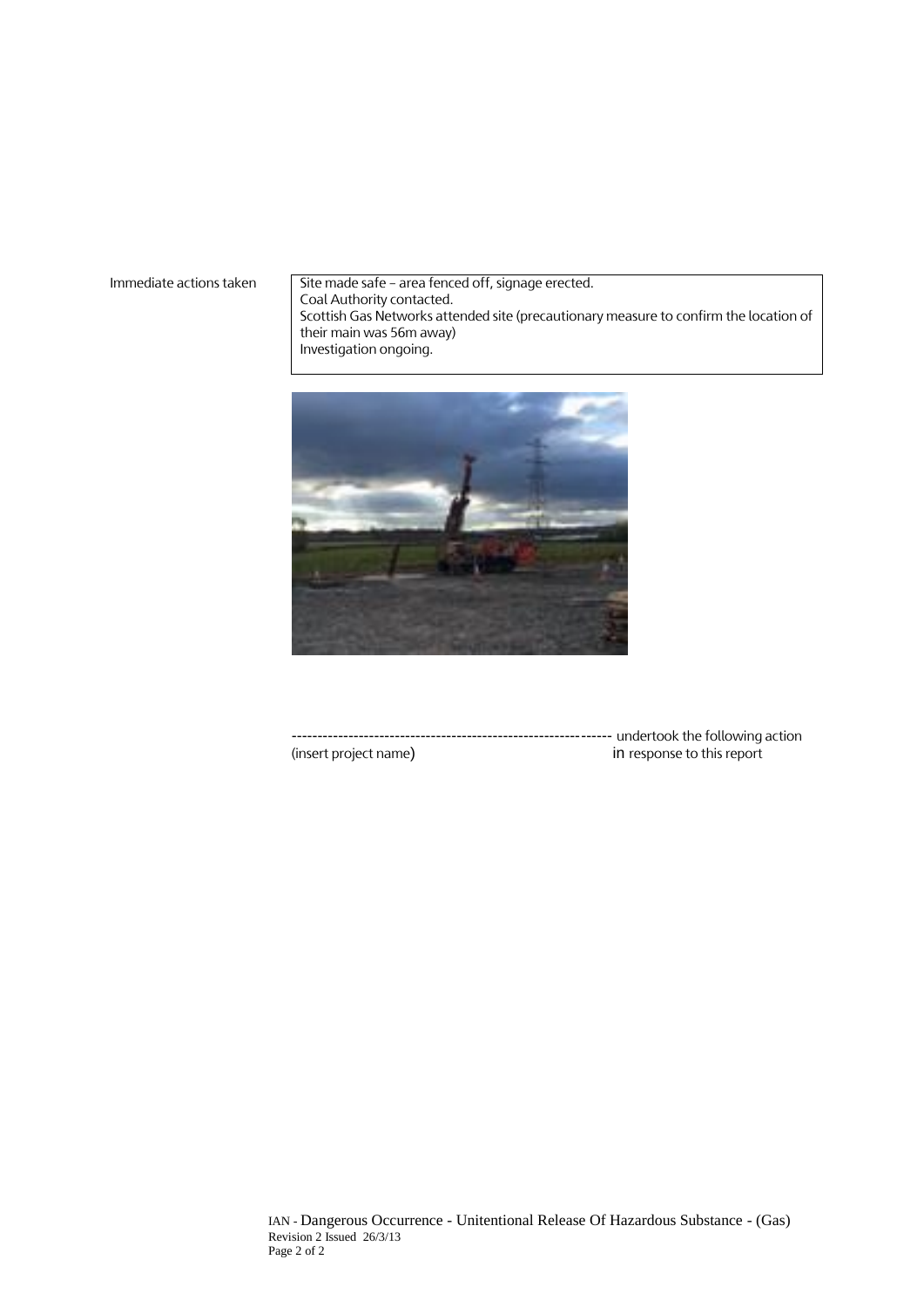| | |
|---|---|
| Immediate actions taken | Site made safe – area fenced off, signage erected.<br>Coal Authority contacted.<br>Scottish Gas Networks attended site (precautionary measure to confirm the location of their main was 56m away)<br>Investigation ongoing. |

-------------------------------------------------------------- undertook the following action
(insert project name) in response to this report

IAN - Dangerous Occurrence - Unitentional Release Of Hazardous Substance - (Gas)
Revision 2 Issued 26/3/13